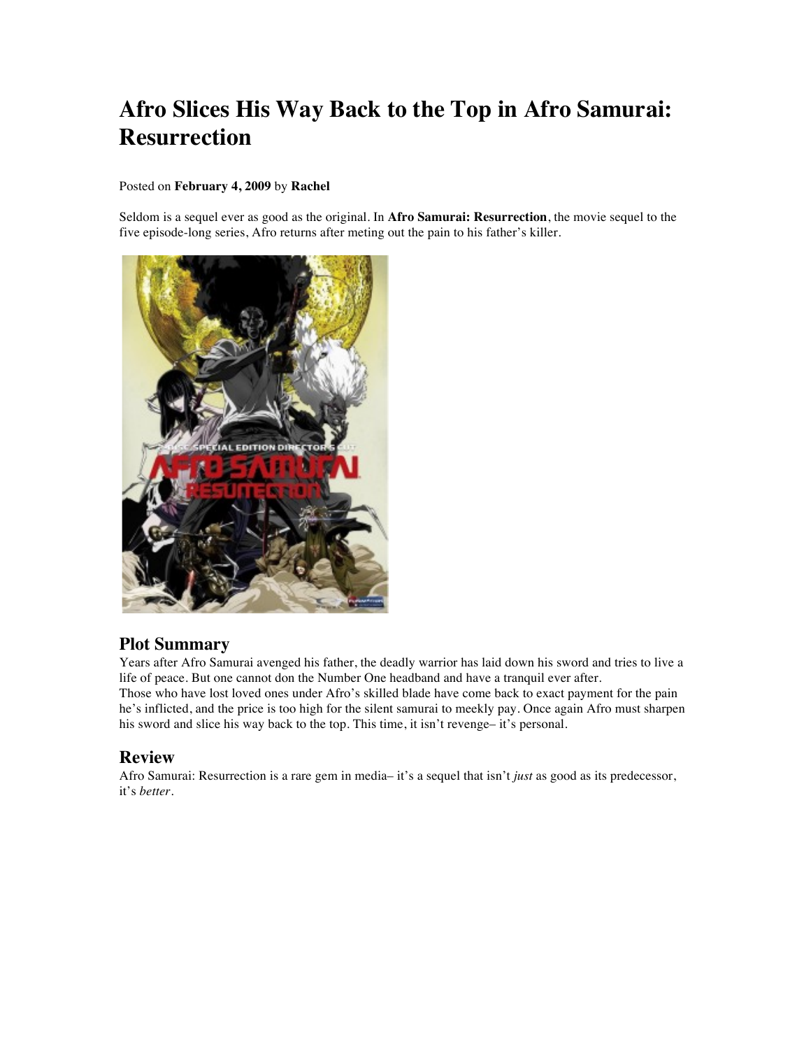# Afro Slices His Way Back to the Top in Afro Samurai: Resurrection

Posted on **February 4, 2009** by **Rachel**

Seldom is a sequel ever as good as the original. In **Afro Samurai: Resurrection**, the movie sequel to the five episode-long series, Afro returns after meting out the pain to his father's killer.

## Plot Summary

Years after Afro Samurai avenged his father, the deadly warrior has laid down his sword and tries to live a life of peace. But one cannot don the Number One headband and have a tranquil ever after.
Those who have lost loved ones under Afro's skilled blade have come back to exact payment for the pain he's inflicted, and the price is too high for the silent samurai to meekly pay. Once again Afro must sharpen his sword and slice his way back to the top. This time, it isn't revenge– it's personal.

## Review

Afro Samurai: Resurrection is a rare gem in media– it's a sequel that isn't *just* as good as its predecessor, it's *better*.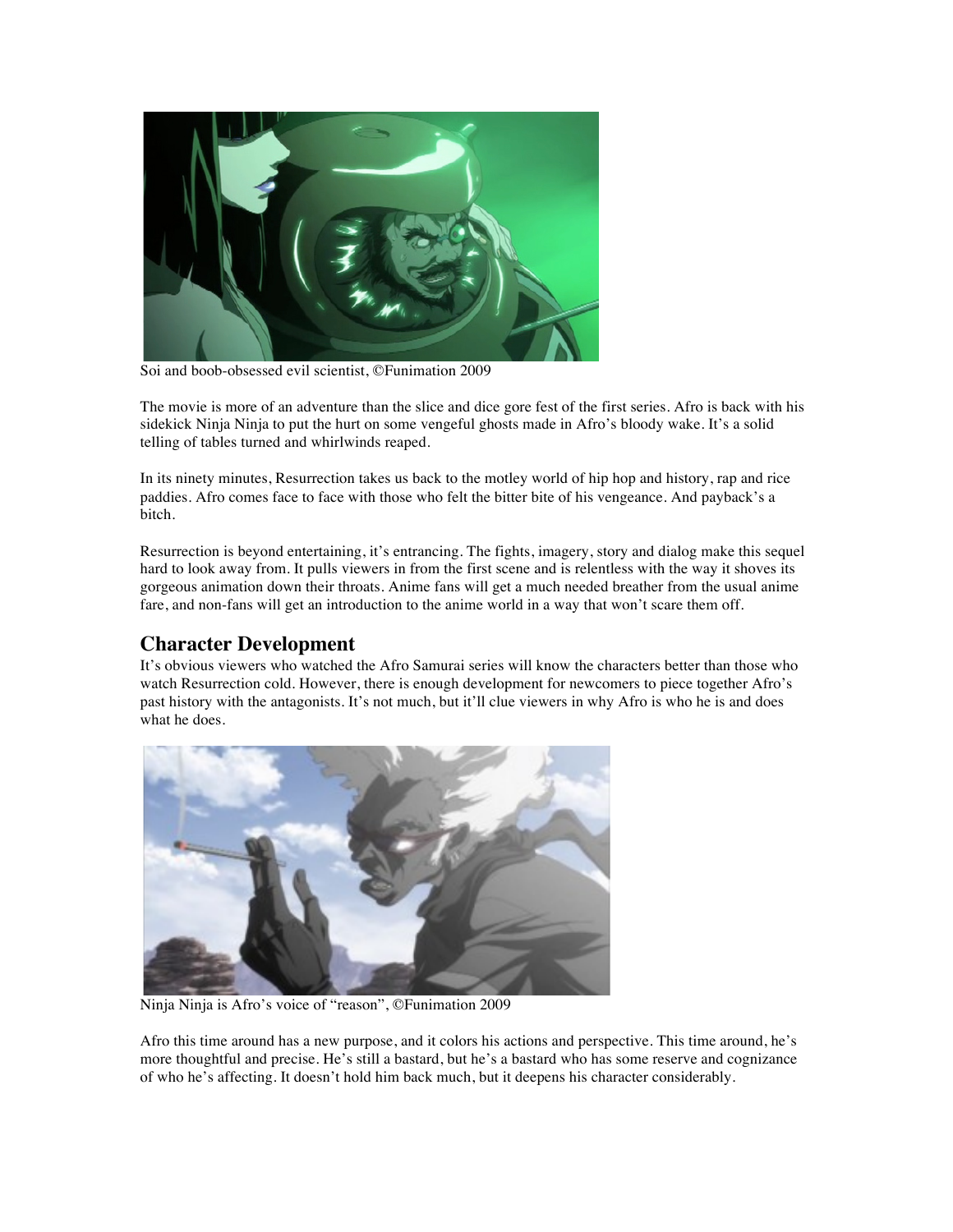Soi and boob-obsessed evil scientist, ©Funimation 2009

The movie is more of an adventure than the slice and dice gore fest of the first series. Afro is back with his sidekick Ninja Ninja to put the hurt on some vengeful ghosts made in Afro's bloody wake. It's a solid telling of tables turned and whirlwinds reaped.

In its ninety minutes, Resurrection takes us back to the motley world of hip hop and history, rap and rice paddies. Afro comes face to face with those who felt the bitter bite of his vengeance. And payback's a bitch.

Resurrection is beyond entertaining, it's entrancing. The fights, imagery, story and dialog make this sequel hard to look away from. It pulls viewers in from the first scene and is relentless with the way it shoves its gorgeous animation down their throats. Anime fans will get a much needed breather from the usual anime fare, and non-fans will get an introduction to the anime world in a way that won't scare them off.

## Character Development

It's obvious viewers who watched the Afro Samurai series will know the characters better than those who watch Resurrection cold. However, there is enough development for newcomers to piece together Afro's past history with the antagonists. It's not much, but it'll clue viewers in why Afro is who he is and does what he does.

Ninja Ninja is Afro's voice of "reason", ©Funimation 2009

Afro this time around has a new purpose, and it colors his actions and perspective. This time around, he's more thoughtful and precise. He's still a bastard, but he's a bastard who has some reserve and cognizance of who he's affecting. It doesn't hold him back much, but it deepens his character considerably.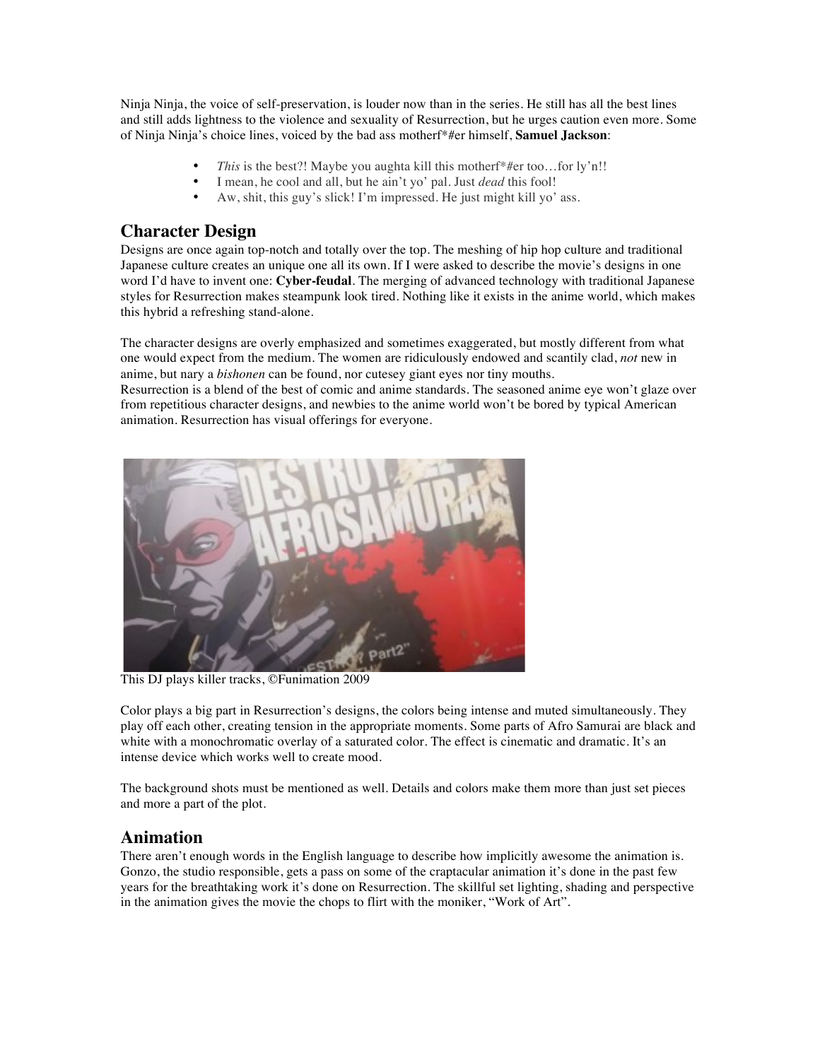Ninja Ninja, the voice of self-preservation, is louder now than in the series. He still has all the best lines and still adds lightness to the violence and sexuality of Resurrection, but he urges caution even more. Some of Ninja Ninja's choice lines, voiced by the bad ass motherf*#er himself, **Samuel Jackson**:

- *This* is the best?! Maybe you aughta kill this motherf*#er too…for ly'n!!
- I mean, he cool and all, but he ain't yo' pal. Just *dead* this fool!
- Aw, shit, this guy's slick! I'm impressed. He just might kill yo' ass.

## Character Design

Designs are once again top-notch and totally over the top. The meshing of hip hop culture and traditional Japanese culture creates an unique one all its own. If I were asked to describe the movie's designs in one word I'd have to invent one: **Cyber-feudal**. The merging of advanced technology with traditional Japanese styles for Resurrection makes steampunk look tired. Nothing like it exists in the anime world, which makes this hybrid a refreshing stand-alone.

The character designs are overly emphasized and sometimes exaggerated, but mostly different from what one would expect from the medium. The women are ridiculously endowed and scantily clad, *not* new in anime, but nary a *bishonen* can be found, nor cutesey giant eyes nor tiny mouths.
Resurrection is a blend of the best of comic and anime standards. The seasoned anime eye won't glaze over from repetitious character designs, and newbies to the anime world won't be bored by typical American animation. Resurrection has visual offerings for everyone.

This DJ plays killer tracks, ©Funimation 2009

Color plays a big part in Resurrection's designs, the colors being intense and muted simultaneously. They play off each other, creating tension in the appropriate moments. Some parts of Afro Samurai are black and white with a monochromatic overlay of a saturated color. The effect is cinematic and dramatic. It's an intense device which works well to create mood.

The background shots must be mentioned as well. Details and colors make them more than just set pieces and more a part of the plot.

## Animation

There aren't enough words in the English language to describe how implicitly awesome the animation is. Gonzo, the studio responsible, gets a pass on some of the craptacular animation it's done in the past few years for the breathtaking work it's done on Resurrection. The skillful set lighting, shading and perspective in the animation gives the movie the chops to flirt with the moniker, "Work of Art".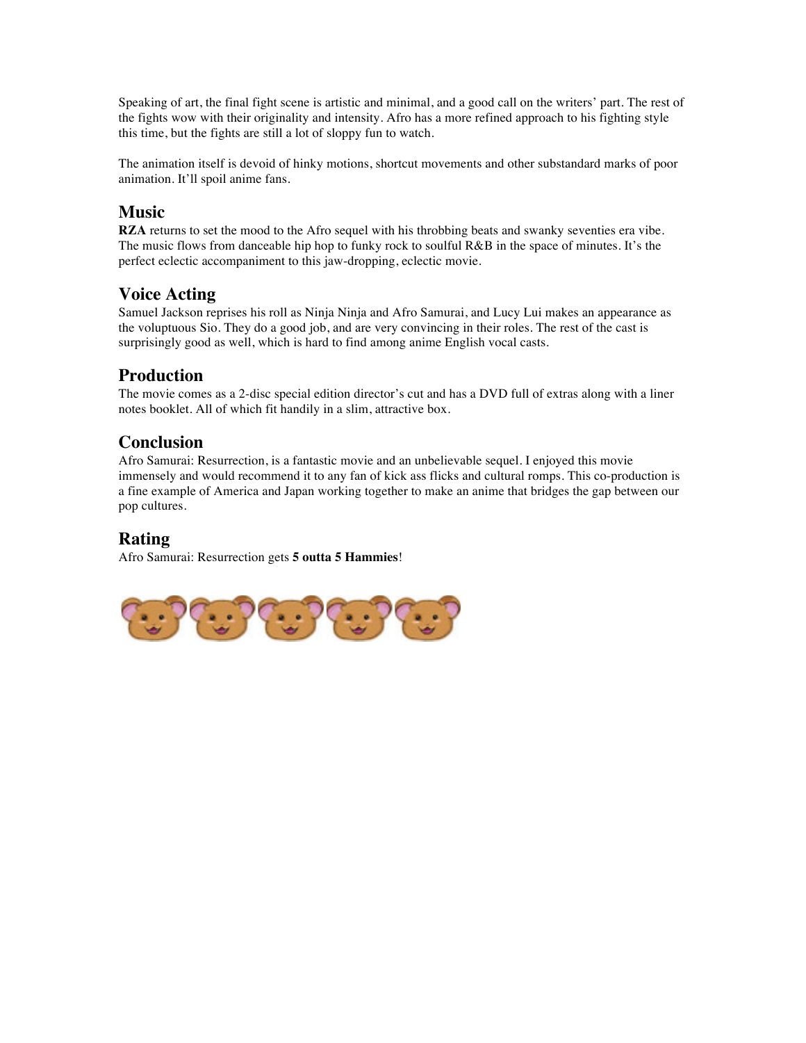Speaking of art, the final fight scene is artistic and minimal, and a good call on the writers' part. The rest of the fights wow with their originality and intensity. Afro has a more refined approach to his fighting style this time, but the fights are still a lot of sloppy fun to watch.

The animation itself is devoid of hinky motions, shortcut movements and other substandard marks of poor animation. It'll spoil anime fans.

## Music

**RZA** returns to set the mood to the Afro sequel with his throbbing beats and swanky seventies era vibe. The music flows from danceable hip hop to funky rock to soulful R&B in the space of minutes. It's the perfect eclectic accompaniment to this jaw-dropping, eclectic movie.

## Voice Acting

Samuel Jackson reprises his roll as Ninja Ninja and Afro Samurai, and Lucy Lui makes an appearance as the voluptuous Sio. They do a good job, and are very convincing in their roles. The rest of the cast is surprisingly good as well, which is hard to find among anime English vocal casts.

## Production

The movie comes as a 2-disc special edition director's cut and has a DVD full of extras along with a liner notes booklet. All of which fit handily in a slim, attractive box.

## Conclusion

Afro Samurai: Resurrection, is a fantastic movie and an unbelievable sequel. I enjoyed this movie immensely and would recommend it to any fan of kick ass flicks and cultural romps. This co-production is a fine example of America and Japan working together to make an anime that bridges the gap between our pop cultures.

## Rating

Afro Samurai: Resurrection gets **5 outta 5 Hammies**!